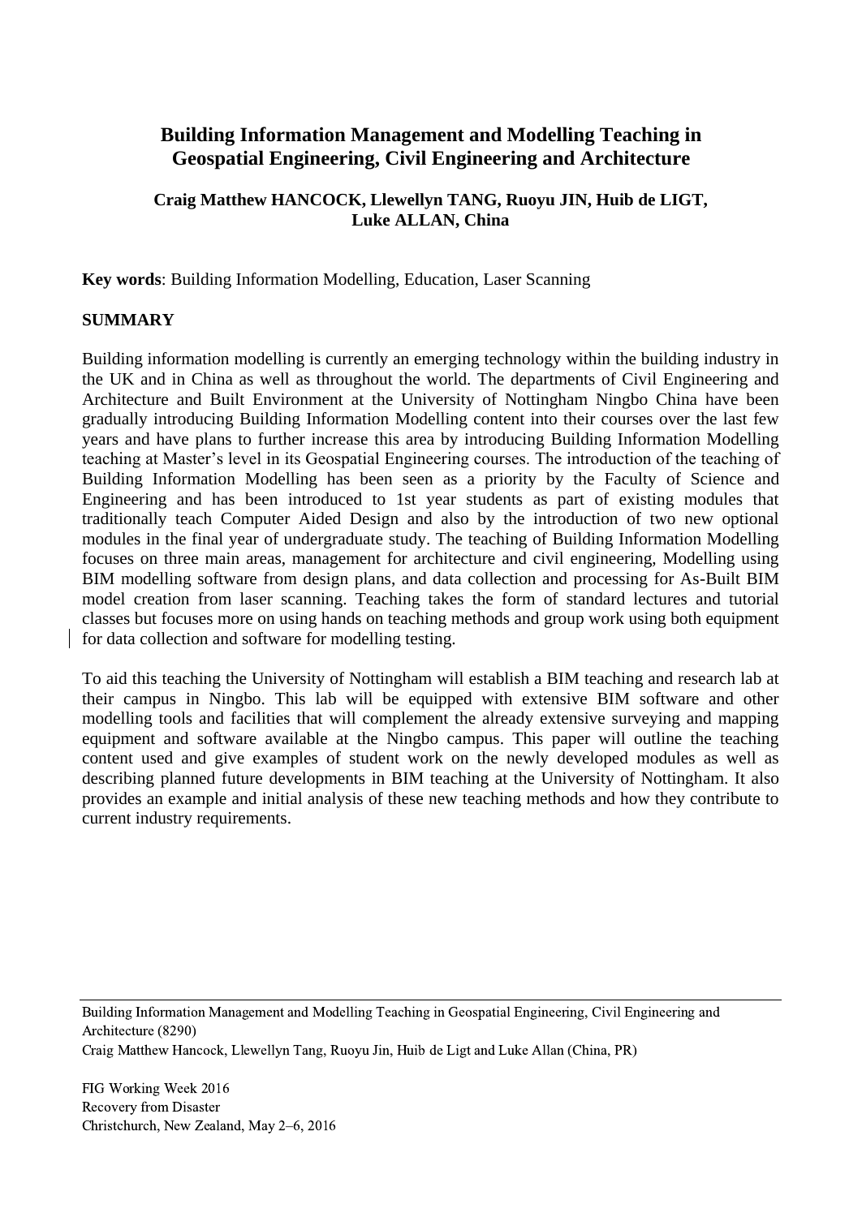# Building Information Management and Modelling Teaching in Geospatial Engineering, Civil Engineering and Architecture

**Craig Matthew HANCOCK, Llewellyn TANG, Ruoyu JIN, Huib de LIGT, Luke ALLAN, China**

**Key words**: Building Information Modelling, Education, Laser Scanning

## SUMMARY

Building information modelling is currently an emerging technology within the building industry in the UK and in China as well as throughout the world. The departments of Civil Engineering and Architecture and Built Environment at the University of Nottingham Ningbo China have been gradually introducing Building Information Modelling content into their courses over the last few years and have plans to further increase this area by introducing Building Information Modelling teaching at Master's level in its Geospatial Engineering courses. The introduction of the teaching of Building Information Modelling has been seen as a priority by the Faculty of Science and Engineering and has been introduced to 1st year students as part of existing modules that traditionally teach Computer Aided Design and also by the introduction of two new optional modules in the final year of undergraduate study. The teaching of Building Information Modelling focuses on three main areas, management for architecture and civil engineering, Modelling using BIM modelling software from design plans, and data collection and processing for As-Built BIM model creation from laser scanning. Teaching takes the form of standard lectures and tutorial classes but focuses more on using hands on teaching methods and group work using both equipment for data collection and software for modelling testing.

To aid this teaching the University of Nottingham will establish a BIM teaching and research lab at their campus in Ningbo. This lab will be equipped with extensive BIM software and other modelling tools and facilities that will complement the already extensive surveying and mapping equipment and software available at the Ningbo campus. This paper will outline the teaching content used and give examples of student work on the newly developed modules as well as describing planned future developments in BIM teaching at the University of Nottingham. It also provides an example and initial analysis of these new teaching methods and how they contribute to current industry requirements.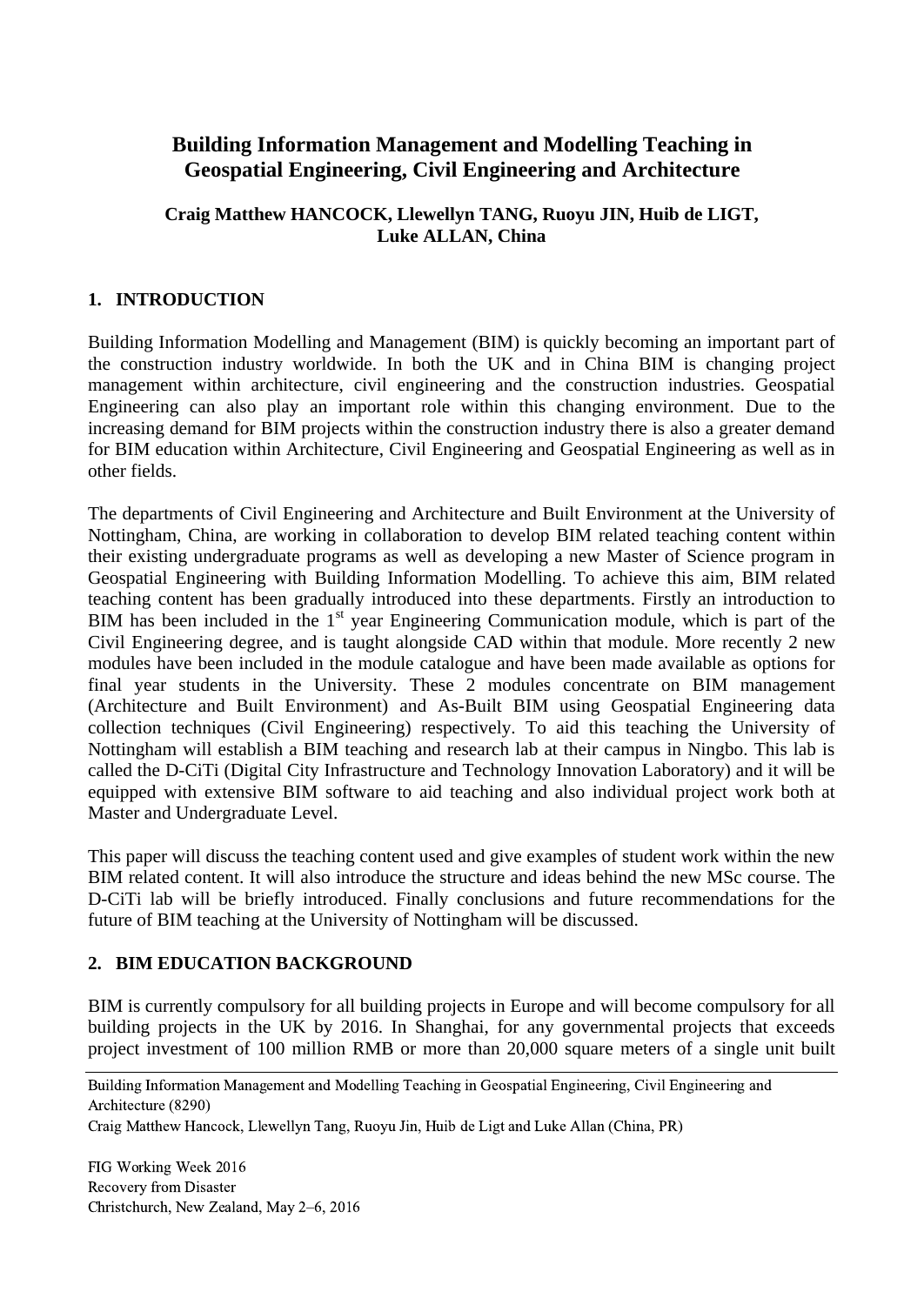# Building Information Management and Modelling Teaching in Geospatial Engineering, Civil Engineering and Architecture

**Craig Matthew HANCOCK, Llewellyn TANG, Ruoyu JIN, Huib de LIGT, Luke ALLAN, China**

## 1. INTRODUCTION

Building Information Modelling and Management (BIM) is quickly becoming an important part of the construction industry worldwide. In both the UK and in China BIM is changing project management within architecture, civil engineering and the construction industries. Geospatial Engineering can also play an important role within this changing environment. Due to the increasing demand for BIM projects within the construction industry there is also a greater demand for BIM education within Architecture, Civil Engineering and Geospatial Engineering as well as in other fields.

The departments of Civil Engineering and Architecture and Built Environment at the University of Nottingham, China, are working in collaboration to develop BIM related teaching content within their existing undergraduate programs as well as developing a new Master of Science program in Geospatial Engineering with Building Information Modelling. To achieve this aim, BIM related teaching content has been gradually introduced into these departments. Firstly an introduction to BIM has been included in the 1st year Engineering Communication module, which is part of the Civil Engineering degree, and is taught alongside CAD within that module. More recently 2 new modules have been included in the module catalogue and have been made available as options for final year students in the University. These 2 modules concentrate on BIM management (Architecture and Built Environment) and As-Built BIM using Geospatial Engineering data collection techniques (Civil Engineering) respectively. To aid this teaching the University of Nottingham will establish a BIM teaching and research lab at their campus in Ningbo. This lab is called the D-CiTi (Digital City Infrastructure and Technology Innovation Laboratory) and it will be equipped with extensive BIM software to aid teaching and also individual project work both at Master and Undergraduate Level.

This paper will discuss the teaching content used and give examples of student work within the new BIM related content. It will also introduce the structure and ideas behind the new MSc course. The D-CiTi lab will be briefly introduced. Finally conclusions and future recommendations for the future of BIM teaching at the University of Nottingham will be discussed.

## 2. BIM EDUCATION BACKGROUND

BIM is currently compulsory for all building projects in Europe and will become compulsory for all building projects in the UK by 2016. In Shanghai, for any governmental projects that exceeds project investment of 100 million RMB or more than 20,000 square meters of a single unit built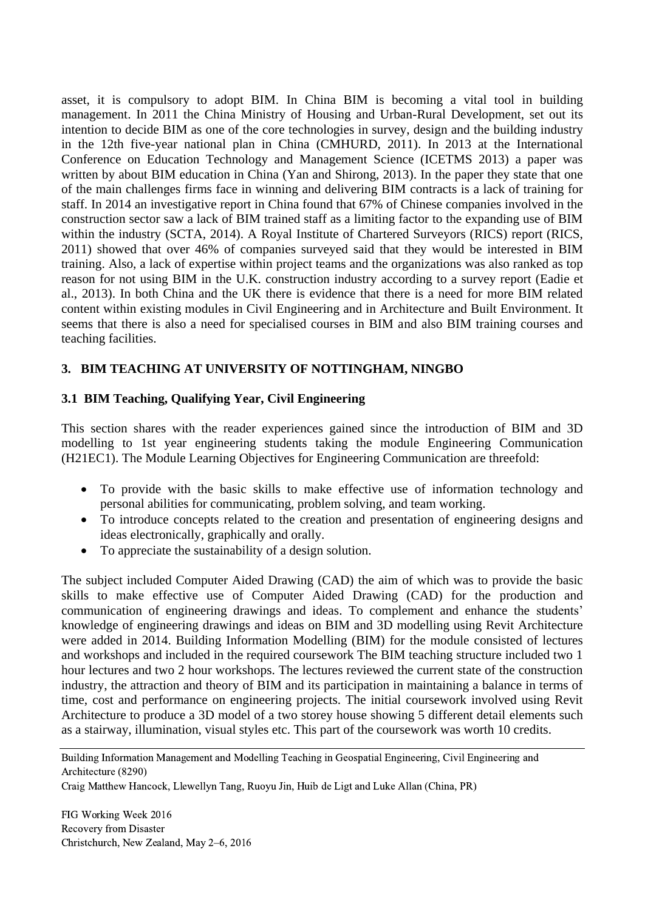asset, it is compulsory to adopt BIM. In China BIM is becoming a vital tool in building management. In 2011 the China Ministry of Housing and Urban-Rural Development, set out its intention to decide BIM as one of the core technologies in survey, design and the building industry in the 12th five-year national plan in China (CMHURD, 2011). In 2013 at the International Conference on Education Technology and Management Science (ICETMS 2013) a paper was written by about BIM education in China (Yan and Shirong, 2013). In the paper they state that one of the main challenges firms face in winning and delivering BIM contracts is a lack of training for staff. In 2014 an investigative report in China found that 67% of Chinese companies involved in the construction sector saw a lack of BIM trained staff as a limiting factor to the expanding use of BIM within the industry (SCTA, 2014). A Royal Institute of Chartered Surveyors (RICS) report (RICS, 2011) showed that over 46% of companies surveyed said that they would be interested in BIM training. Also, a lack of expertise within project teams and the organizations was also ranked as top reason for not using BIM in the U.K. construction industry according to a survey report (Eadie et al., 2013). In both China and the UK there is evidence that there is a need for more BIM related content within existing modules in Civil Engineering and in Architecture and Built Environment. It seems that there is also a need for specialised courses in BIM and also BIM training courses and teaching facilities.

## 3. BIM TEACHING AT UNIVERSITY OF NOTTINGHAM, NINGBO

### 3.1 BIM Teaching, Qualifying Year, Civil Engineering

This section shares with the reader experiences gained since the introduction of BIM and 3D modelling to 1st year engineering students taking the module Engineering Communication (H21EC1). The Module Learning Objectives for Engineering Communication are threefold:

- To provide with the basic skills to make effective use of information technology and personal abilities for communicating, problem solving, and team working.
- To introduce concepts related to the creation and presentation of engineering designs and ideas electronically, graphically and orally.
- To appreciate the sustainability of a design solution.

The subject included Computer Aided Drawing (CAD) the aim of which was to provide the basic skills to make effective use of Computer Aided Drawing (CAD) for the production and communication of engineering drawings and ideas. To complement and enhance the students' knowledge of engineering drawings and ideas on BIM and 3D modelling using Revit Architecture were added in 2014. Building Information Modelling (BIM) for the module consisted of lectures and workshops and included in the required coursework The BIM teaching structure included two 1 hour lectures and two 2 hour workshops. The lectures reviewed the current state of the construction industry, the attraction and theory of BIM and its participation in maintaining a balance in terms of time, cost and performance on engineering projects. The initial coursework involved using Revit Architecture to produce a 3D model of a two storey house showing 5 different detail elements such as a stairway, illumination, visual styles etc. This part of the coursework was worth 10 credits.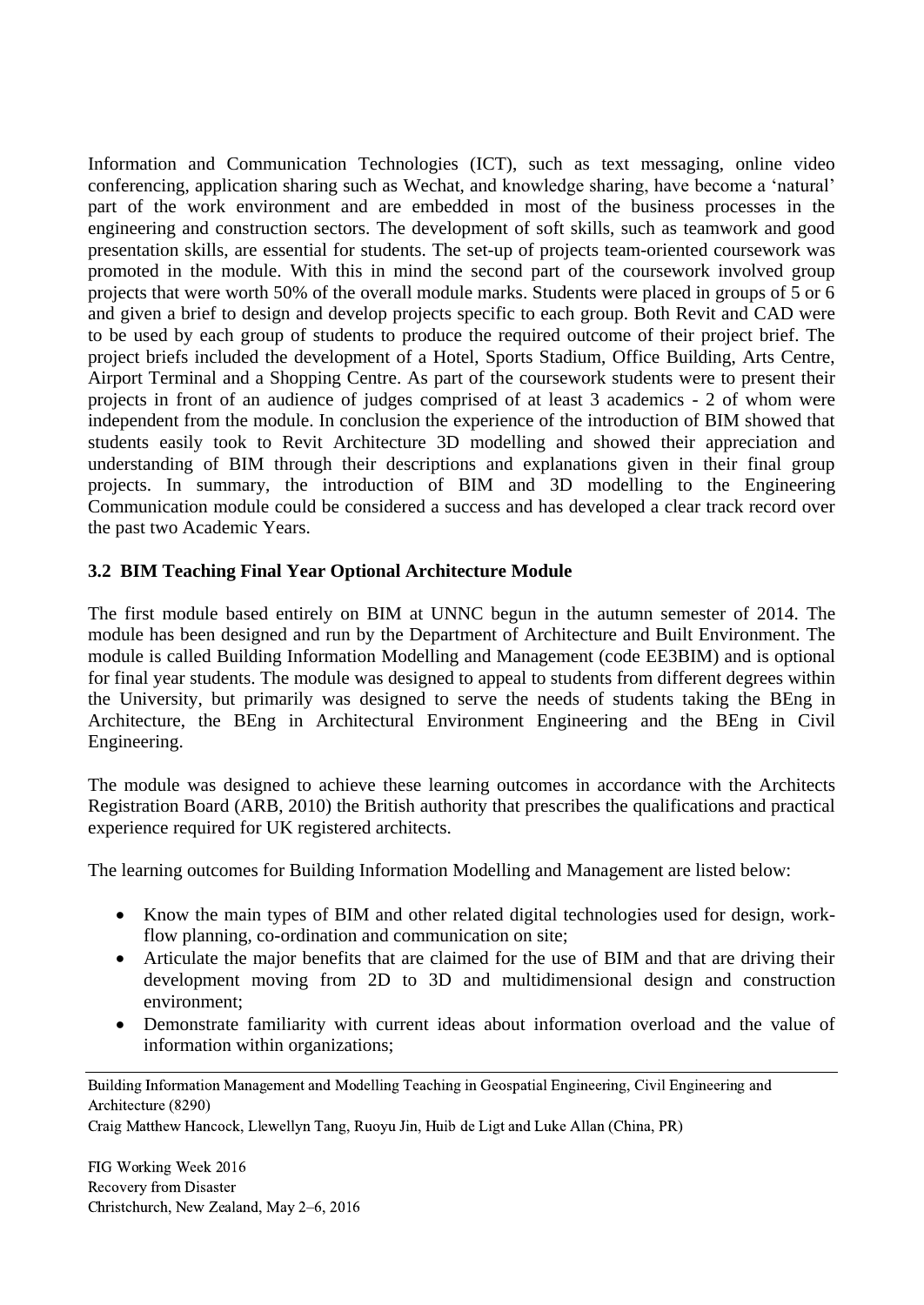Information and Communication Technologies (ICT), such as text messaging, online video conferencing, application sharing such as Wechat, and knowledge sharing, have become a 'natural' part of the work environment and are embedded in most of the business processes in the engineering and construction sectors. The development of soft skills, such as teamwork and good presentation skills, are essential for students. The set-up of projects team-oriented coursework was promoted in the module. With this in mind the second part of the coursework involved group projects that were worth 50% of the overall module marks. Students were placed in groups of 5 or 6 and given a brief to design and develop projects specific to each group. Both Revit and CAD were to be used by each group of students to produce the required outcome of their project brief. The project briefs included the development of a Hotel, Sports Stadium, Office Building, Arts Centre, Airport Terminal and a Shopping Centre. As part of the coursework students were to present their projects in front of an audience of judges comprised of at least 3 academics - 2 of whom were independent from the module. In conclusion the experience of the introduction of BIM showed that students easily took to Revit Architecture 3D modelling and showed their appreciation and understanding of BIM through their descriptions and explanations given in their final group projects. In summary, the introduction of BIM and 3D modelling to the Engineering Communication module could be considered a success and has developed a clear track record over the past two Academic Years.

### 3.2 BIM Teaching Final Year Optional Architecture Module

The first module based entirely on BIM at UNNC begun in the autumn semester of 2014. The module has been designed and run by the Department of Architecture and Built Environment. The module is called Building Information Modelling and Management (code EE3BIM) and is optional for final year students. The module was designed to appeal to students from different degrees within the University, but primarily was designed to serve the needs of students taking the BEng in Architecture, the BEng in Architectural Environment Engineering and the BEng in Civil Engineering.

The module was designed to achieve these learning outcomes in accordance with the Architects Registration Board (ARB, 2010) the British authority that prescribes the qualifications and practical experience required for UK registered architects.

The learning outcomes for Building Information Modelling and Management are listed below:

- Know the main types of BIM and other related digital technologies used for design, work-flow planning, co-ordination and communication on site;
- Articulate the major benefits that are claimed for the use of BIM and that are driving their development moving from 2D to 3D and multidimensional design and construction environment;
- Demonstrate familiarity with current ideas about information overload and the value of information within organizations;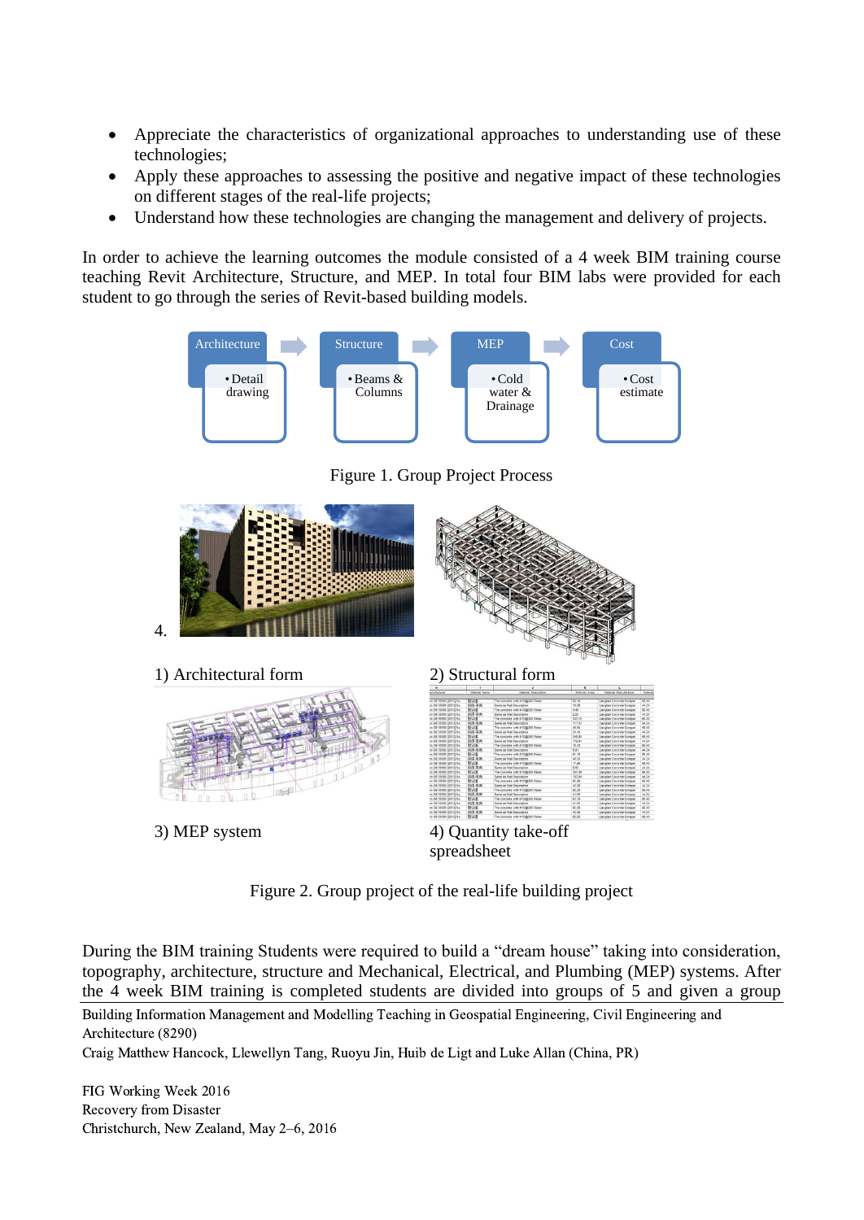- Appreciate the characteristics of organizational approaches to understanding use of these technologies;
- Apply these approaches to assessing the positive and negative impact of these technologies on different stages of the real-life projects;
- Understand how these technologies are changing the management and delivery of projects.

In order to achieve the learning outcomes the module consisted of a 4 week BIM training course teaching Revit Architecture, Structure, and MEP. In total four BIM labs were provided for each student to go through the series of Revit-based building models.

Architecture → Structure → MEP → Cost

- Detail drawing
- Beams & Columns
- Cold water & Drainage
- Cost estimate

Figure 1. Group Project Process

4.

1) Architectural form

2) Structural form

3) MEP system

4) Quantity take-off spreadsheet

Figure 2. Group project of the real-life building project

During the BIM training Students were required to build a "dream house" taking into consideration, topography, architecture, structure and Mechanical, Electrical, and Plumbing (MEP) systems. After the 4 week BIM training is completed students are divided into groups of 5 and given a group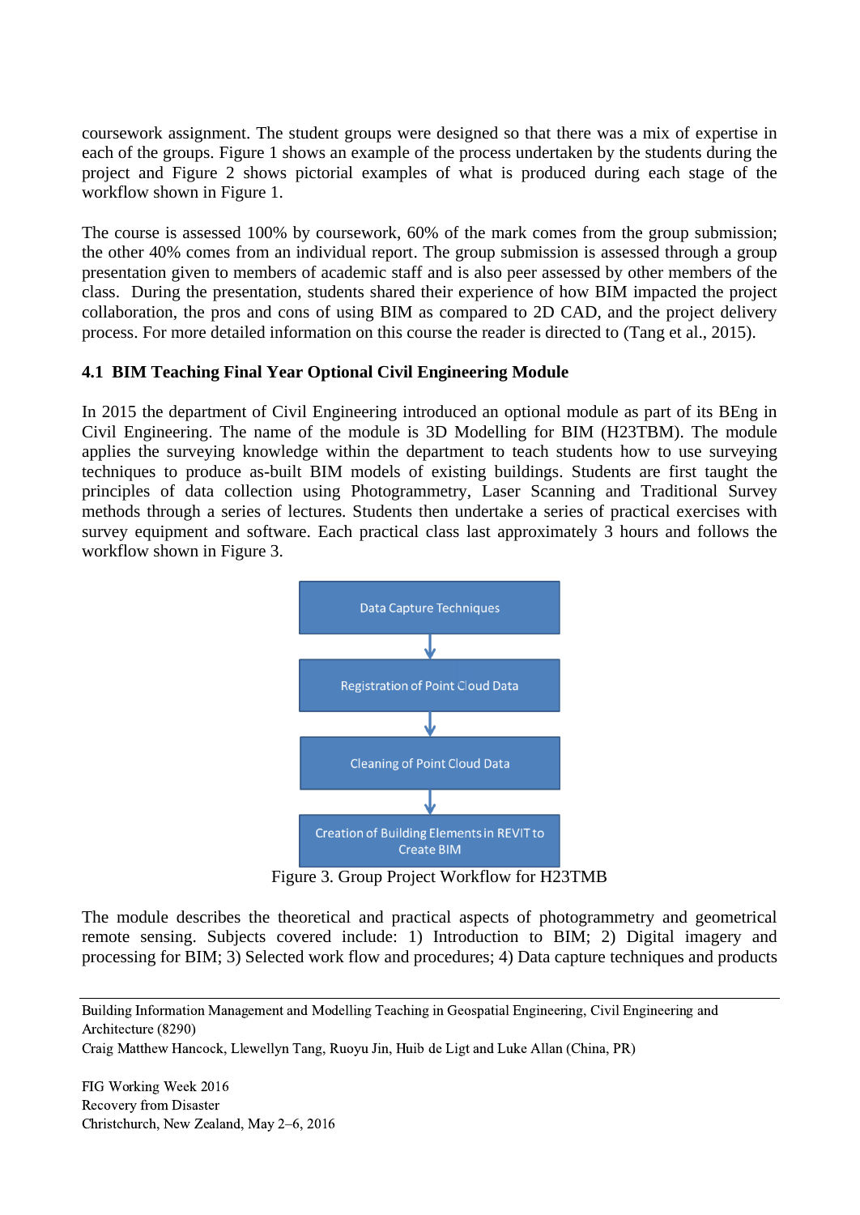coursework assignment. The student groups were designed so that there was a mix of expertise in each of the groups. Figure 1 shows an example of the process undertaken by the students during the project and Figure 2 shows pictorial examples of what is produced during each stage of the workflow shown in Figure 1.

The course is assessed 100% by coursework, 60% of the mark comes from the group submission; the other 40% comes from an individual report. The group submission is assessed through a group presentation given to members of academic staff and is also peer assessed by other members of the class. During the presentation, students shared their experience of how BIM impacted the project collaboration, the pros and cons of using BIM as compared to 2D CAD, and the project delivery process. For more detailed information on this course the reader is directed to (Tang et al., 2015).

### 4.1 BIM Teaching Final Year Optional Civil Engineering Module

In 2015 the department of Civil Engineering introduced an optional module as part of its BEng in Civil Engineering. The name of the module is 3D Modelling for BIM (H23TBM). The module applies the surveying knowledge within the department to teach students how to use surveying techniques to produce as-built BIM models of existing buildings. Students are first taught the principles of data collection using Photogrammetry, Laser Scanning and Traditional Survey methods through a series of lectures. Students then undertake a series of practical exercises with survey equipment and software. Each practical class last approximately 3 hours and follows the workflow shown in Figure 3.

Data Capture Techniques → Registration of Point Cloud Data → Cleaning of Point Cloud Data → Creation of Building Elements in REVIT to Create BIM

Figure 3. Group Project Workflow for H23TMB

The module describes the theoretical and practical aspects of photogrammetry and geometrical remote sensing. Subjects covered include: 1) Introduction to BIM; 2) Digital imagery and processing for BIM; 3) Selected work flow and procedures; 4) Data capture techniques and products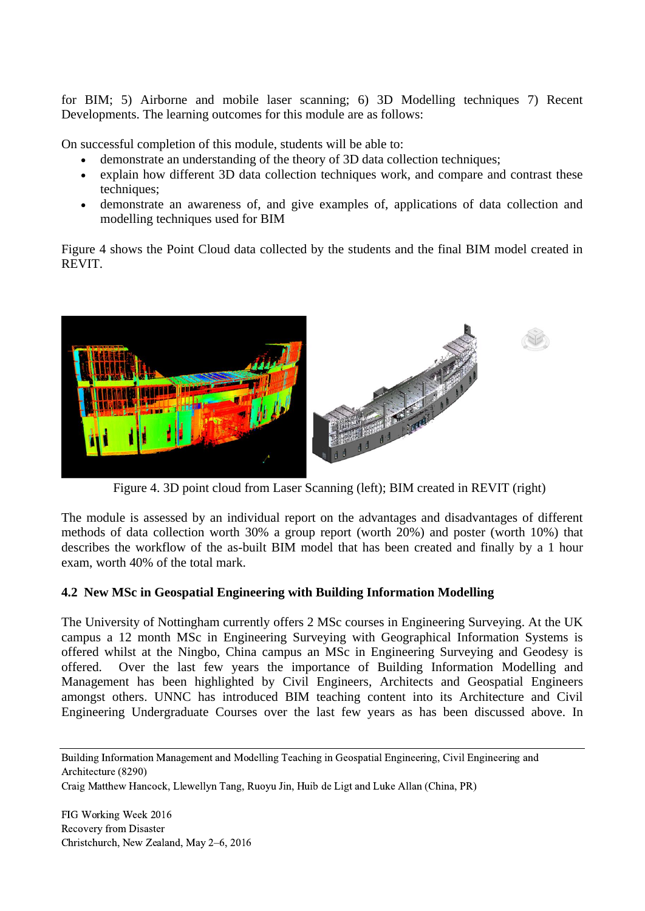for BIM; 5) Airborne and mobile laser scanning; 6) 3D Modelling techniques 7) Recent Developments. The learning outcomes for this module are as follows:

On successful completion of this module, students will be able to:

- demonstrate an understanding of the theory of 3D data collection techniques;
- explain how different 3D data collection techniques work, and compare and contrast these techniques;
- demonstrate an awareness of, and give examples of, applications of data collection and modelling techniques used for BIM

Figure 4 shows the Point Cloud data collected by the students and the final BIM model created in REVIT.

Figure 4. 3D point cloud from Laser Scanning (left); BIM created in REVIT (right)

The module is assessed by an individual report on the advantages and disadvantages of different methods of data collection worth 30% a group report (worth 20%) and poster (worth 10%) that describes the workflow of the as-built BIM model that has been created and finally by a 1 hour exam, worth 40% of the total mark.

### 4.2 New MSc in Geospatial Engineering with Building Information Modelling

The University of Nottingham currently offers 2 MSc courses in Engineering Surveying. At the UK campus a 12 month MSc in Engineering Surveying with Geographical Information Systems is offered whilst at the Ningbo, China campus an MSc in Engineering Surveying and Geodesy is offered. Over the last few years the importance of Building Information Modelling and Management has been highlighted by Civil Engineers, Architects and Geospatial Engineers amongst others. UNNC has introduced BIM teaching content into its Architecture and Civil Engineering Undergraduate Courses over the last few years as has been discussed above. In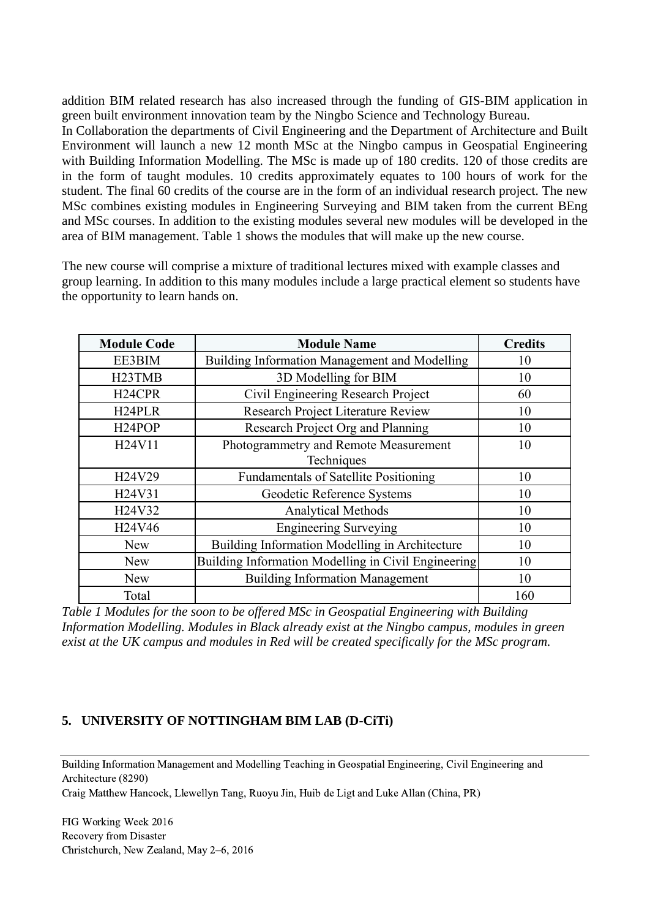addition BIM related research has also increased through the funding of GIS-BIM application in green built environment innovation team by the Ningbo Science and Technology Bureau.

In Collaboration the departments of Civil Engineering and the Department of Architecture and Built Environment will launch a new 12 month MSc at the Ningbo campus in Geospatial Engineering with Building Information Modelling. The MSc is made up of 180 credits. 120 of those credits are in the form of taught modules. 10 credits approximately equates to 100 hours of work for the student. The final 60 credits of the course are in the form of an individual research project. The new MSc combines existing modules in Engineering Surveying and BIM taken from the current BEng and MSc courses. In addition to the existing modules several new modules will be developed in the area of BIM management. Table 1 shows the modules that will make up the new course.

The new course will comprise a mixture of traditional lectures mixed with example classes and group learning. In addition to this many modules include a large practical element so students have the opportunity to learn hands on.

| Module Code | Module Name | Credits |
|---|---|---|
| EE3BIM | Building Information Management and Modelling | 10 |
| H23TMB | 3D Modelling for BIM | 10 |
| H24CPR | Civil Engineering Research Project | 60 |
| H24PLR | Research Project Literature Review | 10 |
| H24POP | Research Project Org and Planning | 10 |
| H24V11 | Photogrammetry and Remote Measurement Techniques | 10 |
| H24V29 | Fundamentals of Satellite Positioning | 10 |
| H24V31 | Geodetic Reference Systems | 10 |
| H24V32 | Analytical Methods | 10 |
| H24V46 | Engineering Surveying | 10 |
| New | Building Information Modelling in Architecture | 10 |
| New | Building Information Modelling in Civil Engineering | 10 |
| New | Building Information Management | 10 |
| Total | | 160 |

*Table 1 Modules for the soon to be offered MSc in Geospatial Engineering with Building Information Modelling. Modules in Black already exist at the Ningbo campus, modules in green exist at the UK campus and modules in Red will be created specifically for the MSc program.*

## 5. UNIVERSITY OF NOTTINGHAM BIM LAB (D-CiTi)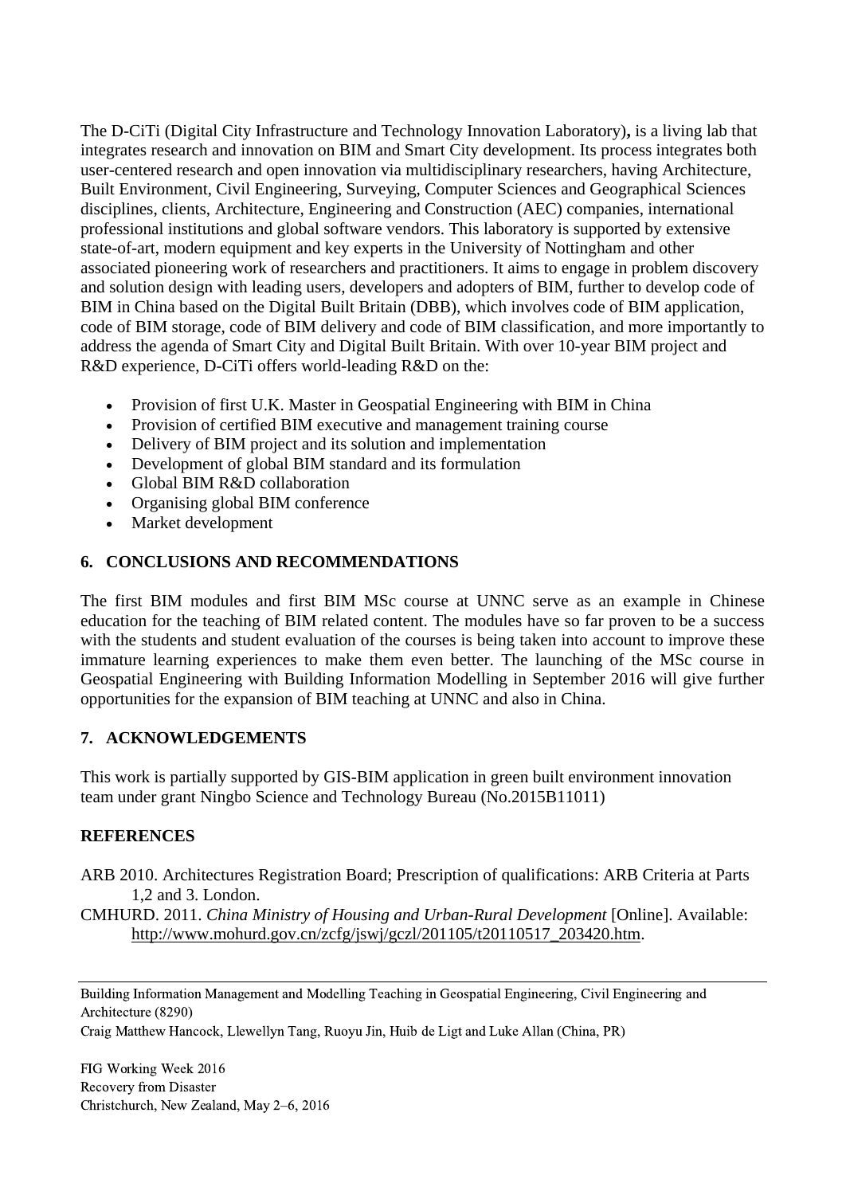The D-CiTi (Digital City Infrastructure and Technology Innovation Laboratory)**,** is a living lab that integrates research and innovation on BIM and Smart City development. Its process integrates both user-centered research and open innovation via multidisciplinary researchers, having Architecture, Built Environment, Civil Engineering, Surveying, Computer Sciences and Geographical Sciences disciplines, clients, Architecture, Engineering and Construction (AEC) companies, international professional institutions and global software vendors. This laboratory is supported by extensive state-of-art, modern equipment and key experts in the University of Nottingham and other associated pioneering work of researchers and practitioners. It aims to engage in problem discovery and solution design with leading users, developers and adopters of BIM, further to develop code of BIM in China based on the Digital Built Britain (DBB), which involves code of BIM application, code of BIM storage, code of BIM delivery and code of BIM classification, and more importantly to address the agenda of Smart City and Digital Built Britain. With over 10-year BIM project and R&D experience, D-CiTi offers world-leading R&D on the:

- Provision of first U.K. Master in Geospatial Engineering with BIM in China
- Provision of certified BIM executive and management training course
- Delivery of BIM project and its solution and implementation
- Development of global BIM standard and its formulation
- Global BIM R&D collaboration
- Organising global BIM conference
- Market development

## 6. CONCLUSIONS AND RECOMMENDATIONS

The first BIM modules and first BIM MSc course at UNNC serve as an example in Chinese education for the teaching of BIM related content. The modules have so far proven to be a success with the students and student evaluation of the courses is being taken into account to improve these immature learning experiences to make them even better. The launching of the MSc course in Geospatial Engineering with Building Information Modelling in September 2016 will give further opportunities for the expansion of BIM teaching at UNNC and also in China.

## 7. ACKNOWLEDGEMENTS

This work is partially supported by GIS-BIM application in green built environment innovation team under grant Ningbo Science and Technology Bureau (No.2015B11011)

## REFERENCES

ARB 2010. Architectures Registration Board; Prescription of qualifications: ARB Criteria at Parts 1,2 and 3. London.

CMHURD. 2011. *China Ministry of Housing and Urban-Rural Development* [Online]. Available: http://www.mohurd.gov.cn/zcfg/jswj/gczl/201105/t20110517_203420.htm.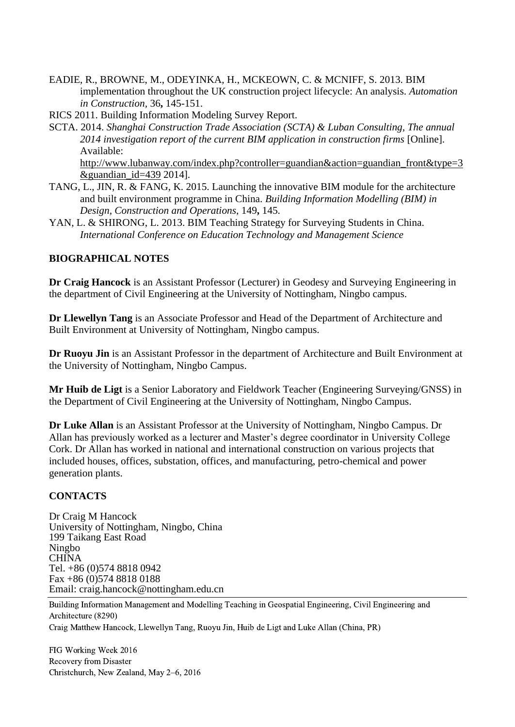EADIE, R., BROWNE, M., ODEYINKA, H., MCKEOWN, C. & MCNIFF, S. 2013. BIM implementation throughout the UK construction project lifecycle: An analysis. *Automation in Construction,* 36**,** 145-151.

RICS 2011. Building Information Modeling Survey Report.

SCTA. 2014. *Shanghai Construction Trade Association (SCTA) & Luban Consulting, The annual 2014 investigation report of the current BIM application in construction firms* [Online]. Available: http://www.lubanway.com/index.php?controller=guandian&action=guandian_front&type=3&guandian_id=439 2014].

TANG, L., JIN, R. & FANG, K. 2015. Launching the innovative BIM module for the architecture and built environment programme in China. *Building Information Modelling (BIM) in Design, Construction and Operations,* 149**,** 145.

YAN, L. & SHIRONG, L. 2013. BIM Teaching Strategy for Surveying Students in China. *International Conference on Education Technology and Management Science*

## BIOGRAPHICAL NOTES

**Dr Craig Hancock** is an Assistant Professor (Lecturer) in Geodesy and Surveying Engineering in the department of Civil Engineering at the University of Nottingham, Ningbo campus.

**Dr Llewellyn Tang** is an Associate Professor and Head of the Department of Architecture and Built Environment at University of Nottingham, Ningbo campus.

**Dr Ruoyu Jin** is an Assistant Professor in the department of Architecture and Built Environment at the University of Nottingham, Ningbo Campus.

**Mr Huib de Ligt** is a Senior Laboratory and Fieldwork Teacher (Engineering Surveying/GNSS) in the Department of Civil Engineering at the University of Nottingham, Ningbo Campus.

**Dr Luke Allan** is an Assistant Professor at the University of Nottingham, Ningbo Campus. Dr Allan has previously worked as a lecturer and Master's degree coordinator in University College Cork. Dr Allan has worked in national and international construction on various projects that included houses, offices, substation, offices, and manufacturing, petro-chemical and power generation plants.

## CONTACTS

Dr Craig M Hancock
University of Nottingham, Ningbo, China
199 Taikang East Road
Ningbo
CHINA
Tel. +86 (0)574 8818 0942
Fax +86 (0)574 8818 0188
Email: craig.hancock@nottingham.edu.cn